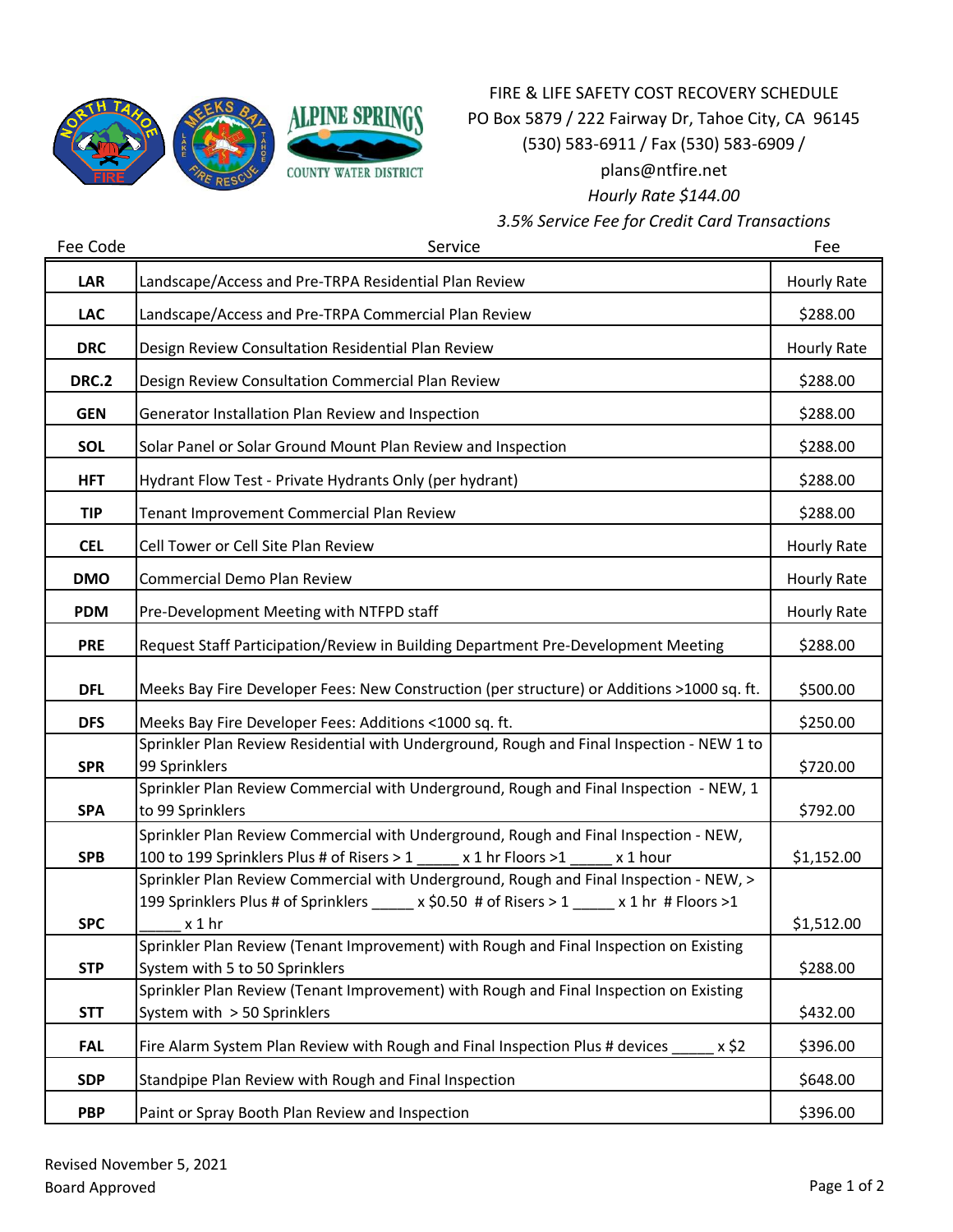# FIRE & LIFE SAFETY COST RECOVERY SCHEDULE

PO Box 5879 / 222 Fairway Dr, Tahoe City, CA 96145

(530) 583-6911 / Fax (530) 583-6909 /

plans@ntfire.net

*Hourly Rate $144.00*

*3.5% Service Fee for Credit Card Transactions*

| Fee Code | Service | Fee |
|---|---|---|
| LAR | Landscape/Access and Pre-TRPA Residential Plan Review | Hourly Rate |
| LAC | Landscape/Access and Pre-TRPA Commercial Plan Review | $288.00 |
| DRC | Design Review Consultation Residential Plan Review | Hourly Rate |
| DRC.2 | Design Review Consultation Commercial Plan Review | $288.00 |
| GEN | Generator Installation Plan Review and Inspection | $288.00 |
| SOL | Solar Panel or Solar Ground Mount Plan Review and Inspection | $288.00 |
| HFT | Hydrant Flow Test - Private Hydrants Only (per hydrant) | $288.00 |
| TIP | Tenant Improvement Commercial Plan Review | $288.00 |
| CEL | Cell Tower or Cell Site Plan Review | Hourly Rate |
| DMO | Commercial Demo Plan Review | Hourly Rate |
| PDM | Pre-Development Meeting with NTFPD staff | Hourly Rate |
| PRE | Request Staff Participation/Review in Building Department Pre-Development Meeting | $288.00 |
| DFL | Meeks Bay Fire Developer Fees: New Construction (per structure) or Additions >1000 sq. ft. | $500.00 |
| DFS | Meeks Bay Fire Developer Fees: Additions <1000 sq. ft. | $250.00 |
| SPR | Sprinkler Plan Review Residential with Underground, Rough and Final Inspection - NEW 1 to 99 Sprinklers | $720.00 |
| SPA | Sprinkler Plan Review Commercial with Underground, Rough and Final Inspection - NEW, 1 to 99 Sprinklers | $792.00 |
| SPB | Sprinkler Plan Review Commercial with Underground, Rough and Final Inspection - NEW, 100 to 199 Sprinklers Plus # of Risers > 1 _____ x 1 hr Floors >1 _____ x 1 hour | $1,152.00 |
| SPC | Sprinkler Plan Review Commercial with Underground, Rough and Final Inspection - NEW, > 199 Sprinklers Plus # of Sprinklers _____ x $0.50 # of Risers > 1 _____ x 1 hr # Floors >1 _____ x 1 hr | $1,512.00 |
| STP | Sprinkler Plan Review (Tenant Improvement) with Rough and Final Inspection on Existing System with 5 to 50 Sprinklers | $288.00 |
| STT | Sprinkler Plan Review (Tenant Improvement) with Rough and Final Inspection on Existing System with > 50 Sprinklers | $432.00 |
| FAL | Fire Alarm System Plan Review with Rough and Final Inspection Plus # devices _____ x $2 | $396.00 |
| SDP | Standpipe Plan Review with Rough and Final Inspection | $648.00 |
| PBP | Paint or Spray Booth Plan Review and Inspection | $396.00 |

Revised November 5, 2021

Board Approved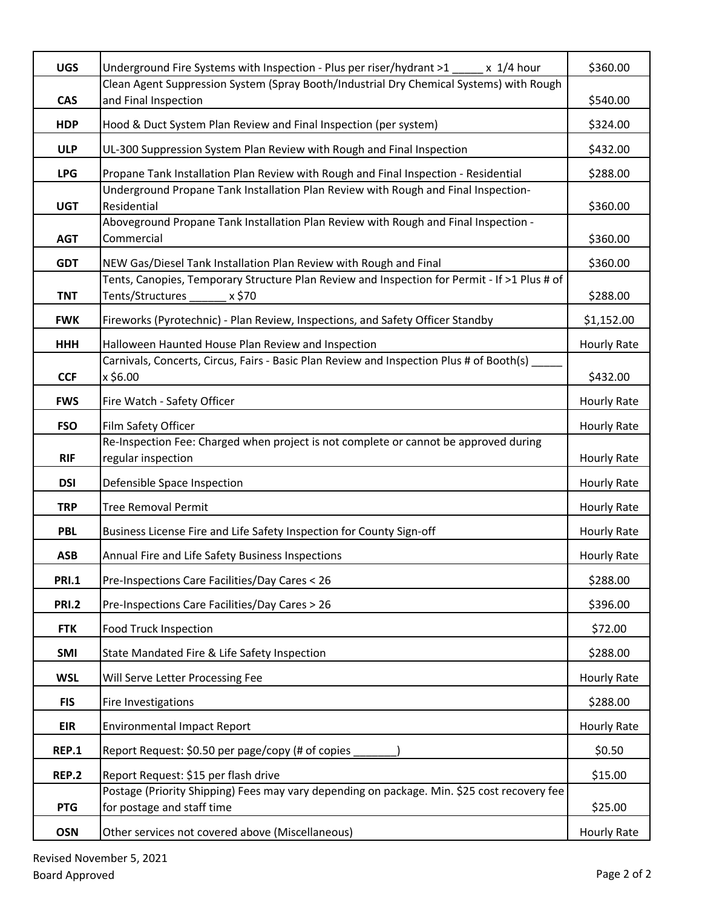| | | |
|---|---|---|
| **UGS** | Underground Fire Systems with Inspection - Plus per riser/hydrant >1 _____ x 1/4 hour | $360.00 |
| **CAS** | Clean Agent Suppression System (Spray Booth/Industrial Dry Chemical Systems) with Rough and Final Inspection | $540.00 |
| **HDP** | Hood & Duct System Plan Review and Final Inspection (per system) | $324.00 |
| **ULP** | UL-300 Suppression System Plan Review with Rough and Final Inspection | $432.00 |
| **LPG** | Propane Tank Installation Plan Review with Rough and Final Inspection - Residential | $288.00 |
| **UGT** | Underground Propane Tank Installation Plan Review with Rough and Final Inspection-Residential | $360.00 |
| **AGT** | Aboveground Propane Tank Installation Plan Review with Rough and Final Inspection - Commercial | $360.00 |
| **GDT** | NEW Gas/Diesel Tank Installation Plan Review with Rough and Final | $360.00 |
| **TNT** | Tents, Canopies, Temporary Structure Plan Review and Inspection for Permit - If >1 Plus # of Tents/Structures ______ x $70 | $288.00 |
| **FWK** | Fireworks (Pyrotechnic) - Plan Review, Inspections, and Safety Officer Standby | $1,152.00 |
| **HHH** | Halloween Haunted House Plan Review and Inspection | Hourly Rate |
| **CCF** | Carnivals, Concerts, Circus, Fairs - Basic Plan Review and Inspection Plus # of Booth(s) _____ x $6.00 | $432.00 |
| **FWS** | Fire Watch - Safety Officer | Hourly Rate |
| **FSO** | Film Safety Officer | Hourly Rate |
| **RIF** | Re-Inspection Fee: Charged when project is not complete or cannot be approved during regular inspection | Hourly Rate |
| **DSI** | Defensible Space Inspection | Hourly Rate |
| **TRP** | Tree Removal Permit | Hourly Rate |
| **PBL** | Business License Fire and Life Safety Inspection for County Sign-off | Hourly Rate |
| **ASB** | Annual Fire and Life Safety Business Inspections | Hourly Rate |
| **PRI.1** | Pre-Inspections Care Facilities/Day Cares < 26 | $288.00 |
| **PRI.2** | Pre-Inspections Care Facilities/Day Cares > 26 | $396.00 |
| **FTK** | Food Truck Inspection | $72.00 |
| **SMI** | State Mandated Fire & Life Safety Inspection | $288.00 |
| **WSL** | Will Serve Letter Processing Fee | Hourly Rate |
| **FIS** | Fire Investigations | $288.00 |
| **EIR** | Environmental Impact Report | Hourly Rate |
| **REP.1** | Report Request: $0.50 per page/copy (# of copies _______) | $0.50 |
| **REP.2** | Report Request: $15 per flash drive | $15.00 |
| **PTG** | Postage (Priority Shipping) Fees may vary depending on package. Min. $25 cost recovery fee for postage and staff time | $25.00 |
| **OSN** | Other services not covered above (Miscellaneous) | Hourly Rate |

Revised November 5, 2021
Board Approved